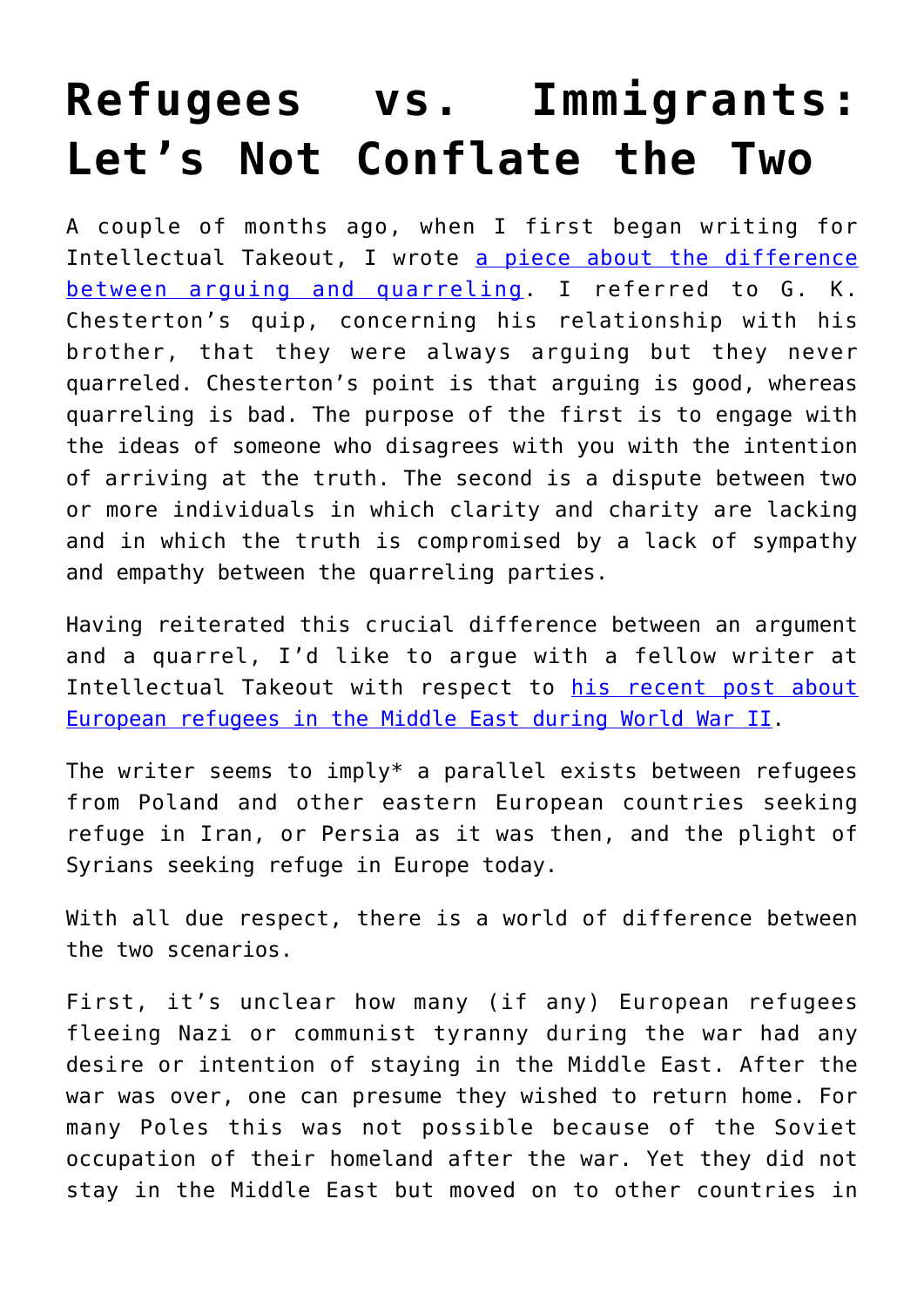# Refugees vs. Immigrants: Let's Not Conflate the Two

A couple of months ago, when I first began writing for Intellectual Takeout, I wrote [a piece about the difference between arguing and quarreling](). I referred to G. K. Chesterton's quip, concerning his relationship with his brother, that they were always arguing but they never quarreled. Chesterton's point is that arguing is good, whereas quarreling is bad. The purpose of the first is to engage with the ideas of someone who disagrees with you with the intention of arriving at the truth. The second is a dispute between two or more individuals in which clarity and charity are lacking and in which the truth is compromised by a lack of sympathy and empathy between the quarreling parties.

Having reiterated this crucial difference between an argument and a quarrel, I'd like to argue with a fellow writer at Intellectual Takeout with respect to [his recent post about European refugees in the Middle East during World War II]().

The writer seems to imply* a parallel exists between refugees from Poland and other eastern European countries seeking refuge in Iran, or Persia as it was then, and the plight of Syrians seeking refuge in Europe today.

With all due respect, there is a world of difference between the two scenarios.

First, it's unclear how many (if any) European refugees fleeing Nazi or communist tyranny during the war had any desire or intention of staying in the Middle East. After the war was over, one can presume they wished to return home. For many Poles this was not possible because of the Soviet occupation of their homeland after the war. Yet they did not stay in the Middle East but moved on to other countries in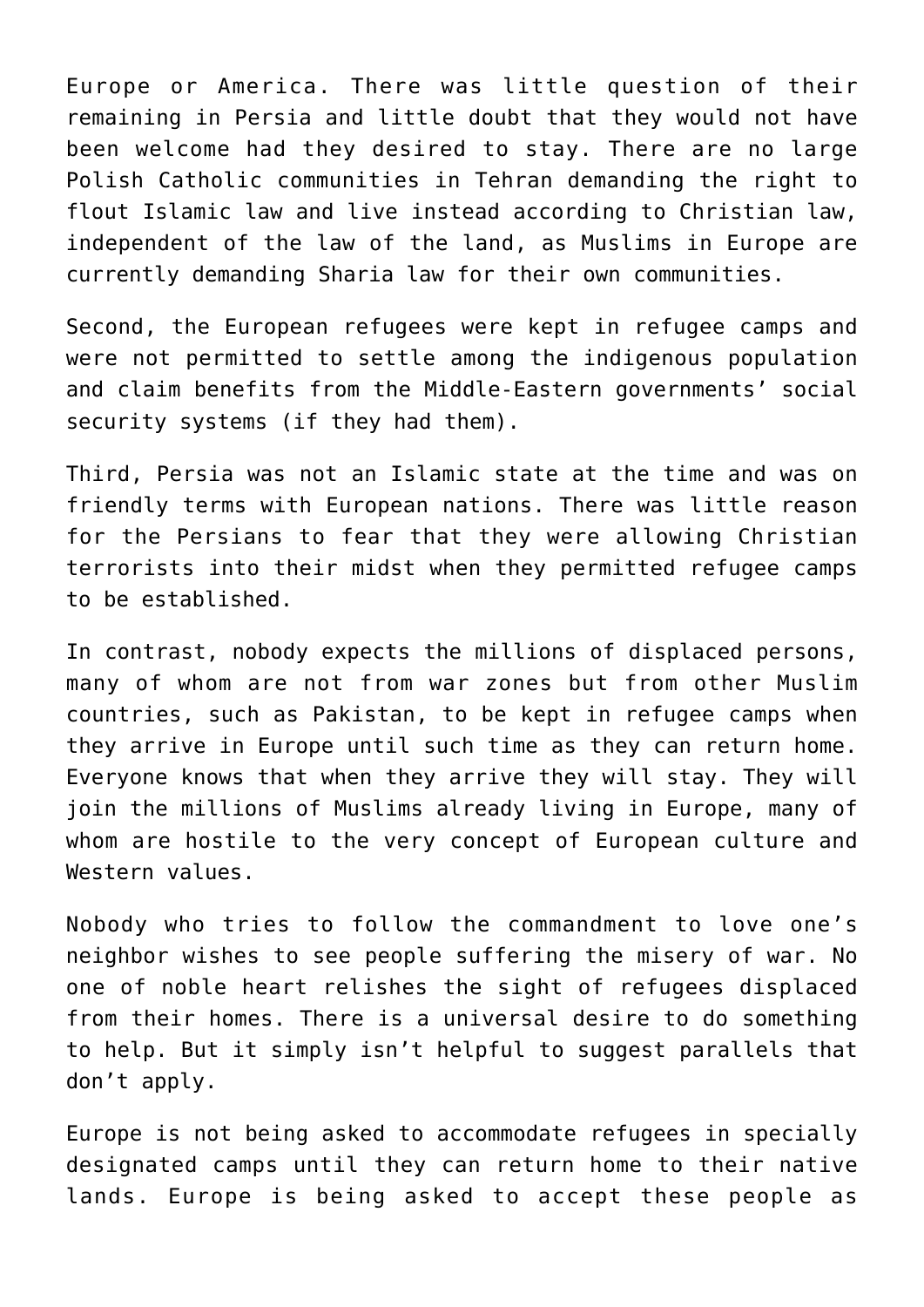Europe or America. There was little question of their remaining in Persia and little doubt that they would not have been welcome had they desired to stay. There are no large Polish Catholic communities in Tehran demanding the right to flout Islamic law and live instead according to Christian law, independent of the law of the land, as Muslims in Europe are currently demanding Sharia law for their own communities.

Second, the European refugees were kept in refugee camps and were not permitted to settle among the indigenous population and claim benefits from the Middle-Eastern governments' social security systems (if they had them).

Third, Persia was not an Islamic state at the time and was on friendly terms with European nations. There was little reason for the Persians to fear that they were allowing Christian terrorists into their midst when they permitted refugee camps to be established.

In contrast, nobody expects the millions of displaced persons, many of whom are not from war zones but from other Muslim countries, such as Pakistan, to be kept in refugee camps when they arrive in Europe until such time as they can return home. Everyone knows that when they arrive they will stay. They will join the millions of Muslims already living in Europe, many of whom are hostile to the very concept of European culture and Western values.

Nobody who tries to follow the commandment to love one's neighbor wishes to see people suffering the misery of war. No one of noble heart relishes the sight of refugees displaced from their homes. There is a universal desire to do something to help. But it simply isn't helpful to suggest parallels that don't apply.

Europe is not being asked to accommodate refugees in specially designated camps until they can return home to their native lands. Europe is being asked to accept these people as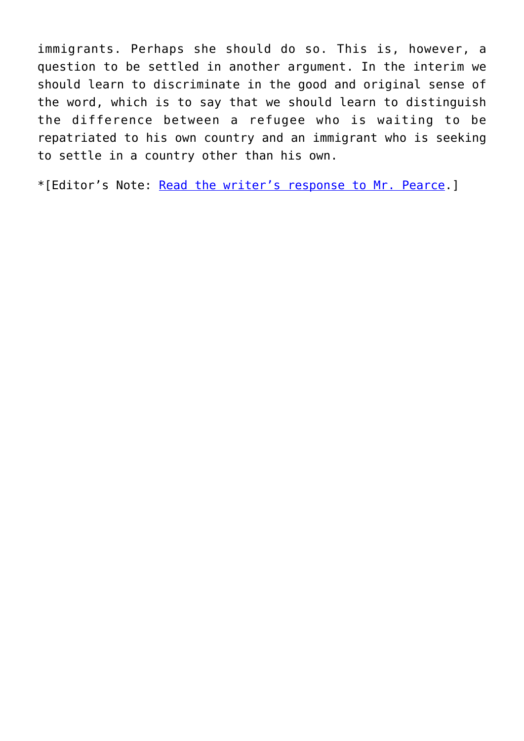immigrants. Perhaps she should do so. This is, however, a question to be settled in another argument. In the interim we should learn to discriminate in the good and original sense of the word, which is to say that we should learn to distinguish the difference between a refugee who is waiting to be repatriated to his own country and an immigrant who is seeking to settle in a country other than his own.

*[Editor's Note: Read the writer's response to Mr. Pearce.]